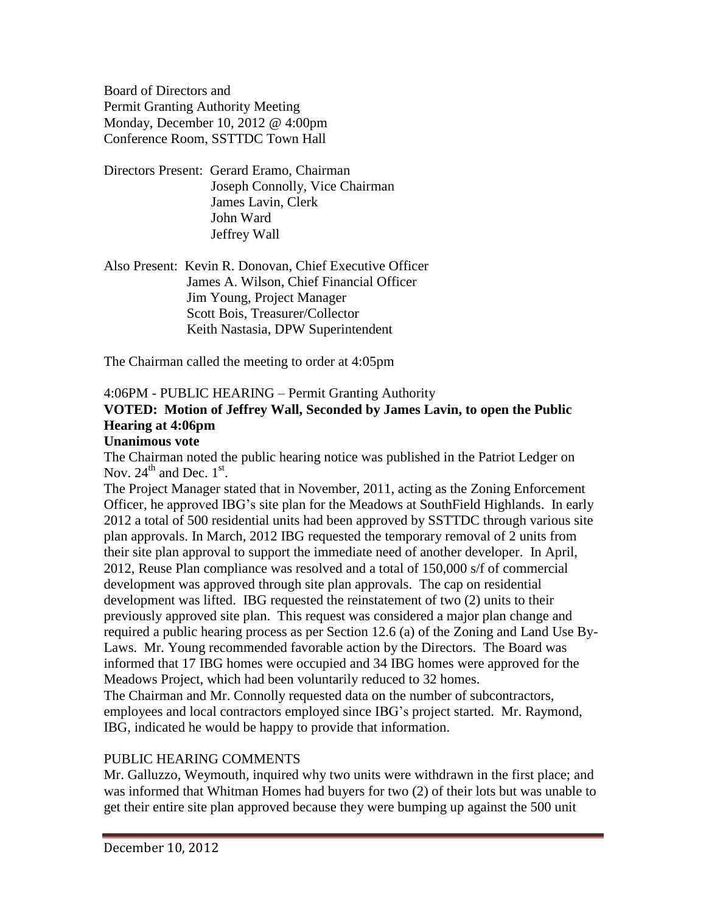Board of Directors and
Permit Granting Authority Meeting
Monday, December 10, 2012 @ 4:00pm
Conference Room, SSTTDC Town Hall

Directors Present: Gerard Eramo, Chairman
Joseph Connolly, Vice Chairman
James Lavin, Clerk
John Ward
Jeffrey Wall

Also Present: Kevin R. Donovan, Chief Executive Officer
James A. Wilson, Chief Financial Officer
Jim Young, Project Manager
Scott Bois, Treasurer/Collector
Keith Nastasia, DPW Superintendent

The Chairman called the meeting to order at 4:05pm

4:06PM - PUBLIC HEARING – Permit Granting Authority

**VOTED: Motion of Jeffrey Wall, Seconded by James Lavin, to open the Public Hearing at 4:06pm**

**Unanimous vote**

The Chairman noted the public hearing notice was published in the Patriot Ledger on Nov. 24th and Dec. 1st.

The Project Manager stated that in November, 2011, acting as the Zoning Enforcement Officer, he approved IBG's site plan for the Meadows at SouthField Highlands. In early 2012 a total of 500 residential units had been approved by SSTTDC through various site plan approvals. In March, 2012 IBG requested the temporary removal of 2 units from their site plan approval to support the immediate need of another developer. In April, 2012, Reuse Plan compliance was resolved and a total of 150,000 s/f of commercial development was approved through site plan approvals. The cap on residential development was lifted. IBG requested the reinstatement of two (2) units to their previously approved site plan. This request was considered a major plan change and required a public hearing process as per Section 12.6 (a) of the Zoning and Land Use By-Laws. Mr. Young recommended favorable action by the Directors. The Board was informed that 17 IBG homes were occupied and 34 IBG homes were approved for the Meadows Project, which had been voluntarily reduced to 32 homes.

The Chairman and Mr. Connolly requested data on the number of subcontractors, employees and local contractors employed since IBG's project started. Mr. Raymond, IBG, indicated he would be happy to provide that information.

PUBLIC HEARING COMMENTS

Mr. Galluzzo, Weymouth, inquired why two units were withdrawn in the first place; and was informed that Whitman Homes had buyers for two (2) of their lots but was unable to get their entire site plan approved because they were bumping up against the 500 unit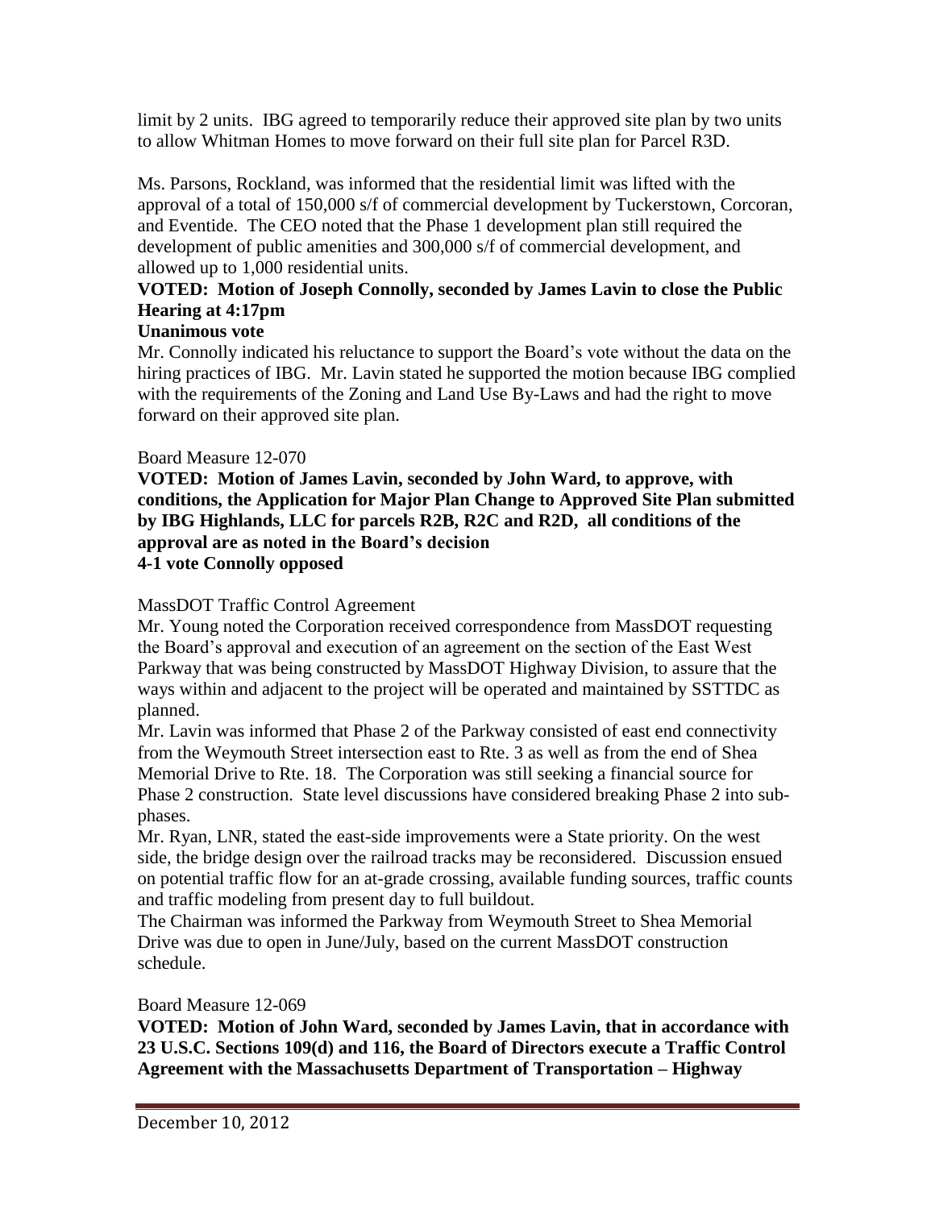limit by 2 units. IBG agreed to temporarily reduce their approved site plan by two units to allow Whitman Homes to move forward on their full site plan for Parcel R3D.

Ms. Parsons, Rockland, was informed that the residential limit was lifted with the approval of a total of 150,000 s/f of commercial development by Tuckerstown, Corcoran, and Eventide. The CEO noted that the Phase 1 development plan still required the development of public amenities and 300,000 s/f of commercial development, and allowed up to 1,000 residential units.

**VOTED: Motion of Joseph Connolly, seconded by James Lavin to close the Public Hearing at 4:17pm**
**Unanimous vote**

Mr. Connolly indicated his reluctance to support the Board's vote without the data on the hiring practices of IBG. Mr. Lavin stated he supported the motion because IBG complied with the requirements of the Zoning and Land Use By-Laws and had the right to move forward on their approved site plan.

Board Measure 12-070

**VOTED: Motion of James Lavin, seconded by John Ward, to approve, with conditions, the Application for Major Plan Change to Approved Site Plan submitted by IBG Highlands, LLC for parcels R2B, R2C and R2D, all conditions of the approval are as noted in the Board's decision**
**4-1 vote Connolly opposed**

MassDOT Traffic Control Agreement

Mr. Young noted the Corporation received correspondence from MassDOT requesting the Board's approval and execution of an agreement on the section of the East West Parkway that was being constructed by MassDOT Highway Division, to assure that the ways within and adjacent to the project will be operated and maintained by SSTTDC as planned.

Mr. Lavin was informed that Phase 2 of the Parkway consisted of east end connectivity from the Weymouth Street intersection east to Rte. 3 as well as from the end of Shea Memorial Drive to Rte. 18. The Corporation was still seeking a financial source for Phase 2 construction. State level discussions have considered breaking Phase 2 into sub-phases.

Mr. Ryan, LNR, stated the east-side improvements were a State priority. On the west side, the bridge design over the railroad tracks may be reconsidered. Discussion ensued on potential traffic flow for an at-grade crossing, available funding sources, traffic counts and traffic modeling from present day to full buildout.

The Chairman was informed the Parkway from Weymouth Street to Shea Memorial Drive was due to open in June/July, based on the current MassDOT construction schedule.

Board Measure 12-069

**VOTED: Motion of John Ward, seconded by James Lavin, that in accordance with 23 U.S.C. Sections 109(d) and 116, the Board of Directors execute a Traffic Control Agreement with the Massachusetts Department of Transportation – Highway**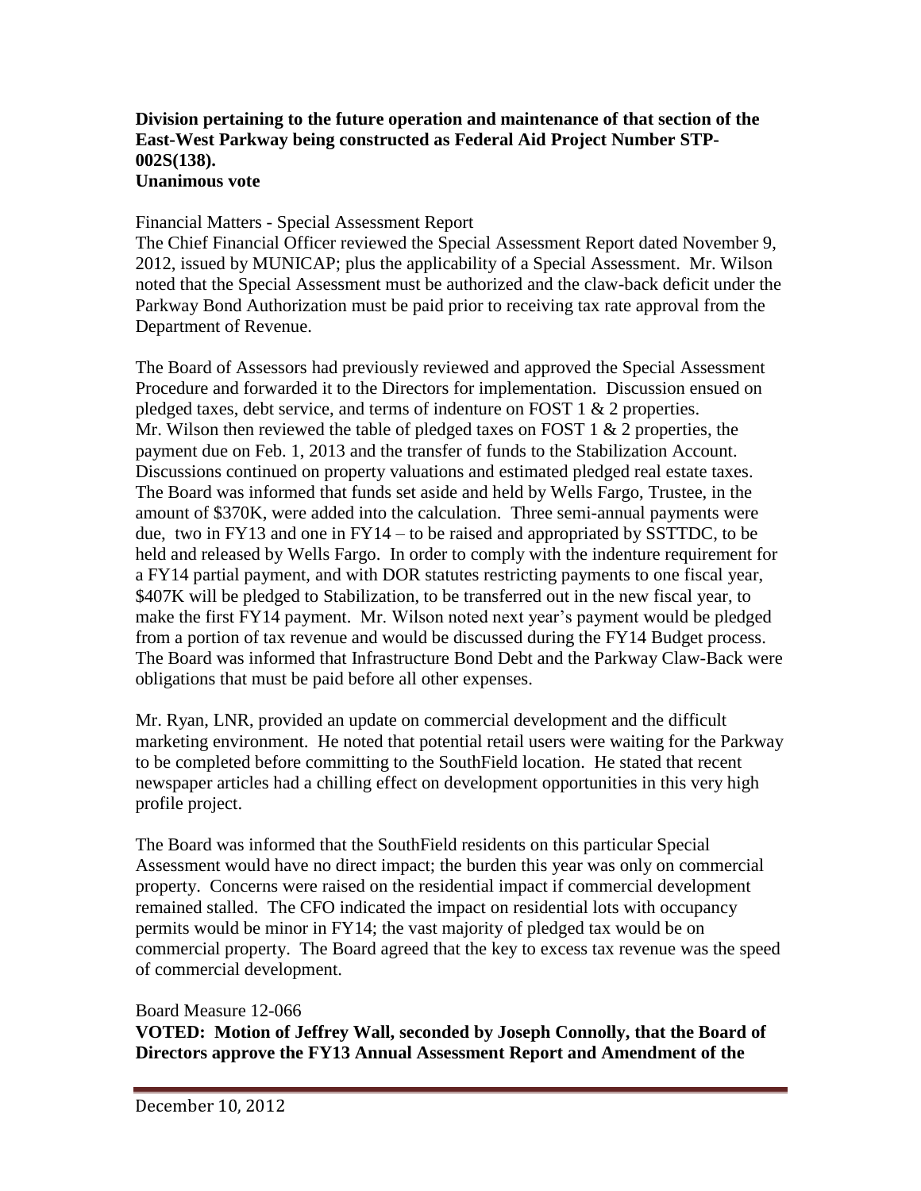**Division pertaining to the future operation and maintenance of that section of the East-West Parkway being constructed as Federal Aid Project Number STP-002S(138).**
**Unanimous vote**

Financial Matters - Special Assessment Report
The Chief Financial Officer reviewed the Special Assessment Report dated November 9, 2012, issued by MUNICAP; plus the applicability of a Special Assessment. Mr. Wilson noted that the Special Assessment must be authorized and the claw-back deficit under the Parkway Bond Authorization must be paid prior to receiving tax rate approval from the Department of Revenue.

The Board of Assessors had previously reviewed and approved the Special Assessment Procedure and forwarded it to the Directors for implementation. Discussion ensued on pledged taxes, debt service, and terms of indenture on FOST 1 & 2 properties. Mr. Wilson then reviewed the table of pledged taxes on FOST 1 & 2 properties, the payment due on Feb. 1, 2013 and the transfer of funds to the Stabilization Account. Discussions continued on property valuations and estimated pledged real estate taxes. The Board was informed that funds set aside and held by Wells Fargo, Trustee, in the amount of $370K, were added into the calculation. Three semi-annual payments were due, two in FY13 and one in FY14 – to be raised and appropriated by SSTTDC, to be held and released by Wells Fargo. In order to comply with the indenture requirement for a FY14 partial payment, and with DOR statutes restricting payments to one fiscal year, $407K will be pledged to Stabilization, to be transferred out in the new fiscal year, to make the first FY14 payment. Mr. Wilson noted next year's payment would be pledged from a portion of tax revenue and would be discussed during the FY14 Budget process. The Board was informed that Infrastructure Bond Debt and the Parkway Claw-Back were obligations that must be paid before all other expenses.

Mr. Ryan, LNR, provided an update on commercial development and the difficult marketing environment. He noted that potential retail users were waiting for the Parkway to be completed before committing to the SouthField location. He stated that recent newspaper articles had a chilling effect on development opportunities in this very high profile project.

The Board was informed that the SouthField residents on this particular Special Assessment would have no direct impact; the burden this year was only on commercial property. Concerns were raised on the residential impact if commercial development remained stalled. The CFO indicated the impact on residential lots with occupancy permits would be minor in FY14; the vast majority of pledged tax would be on commercial property. The Board agreed that the key to excess tax revenue was the speed of commercial development.

Board Measure 12-066
**VOTED: Motion of Jeffrey Wall, seconded by Joseph Connolly, that the Board of Directors approve the FY13 Annual Assessment Report and Amendment of the**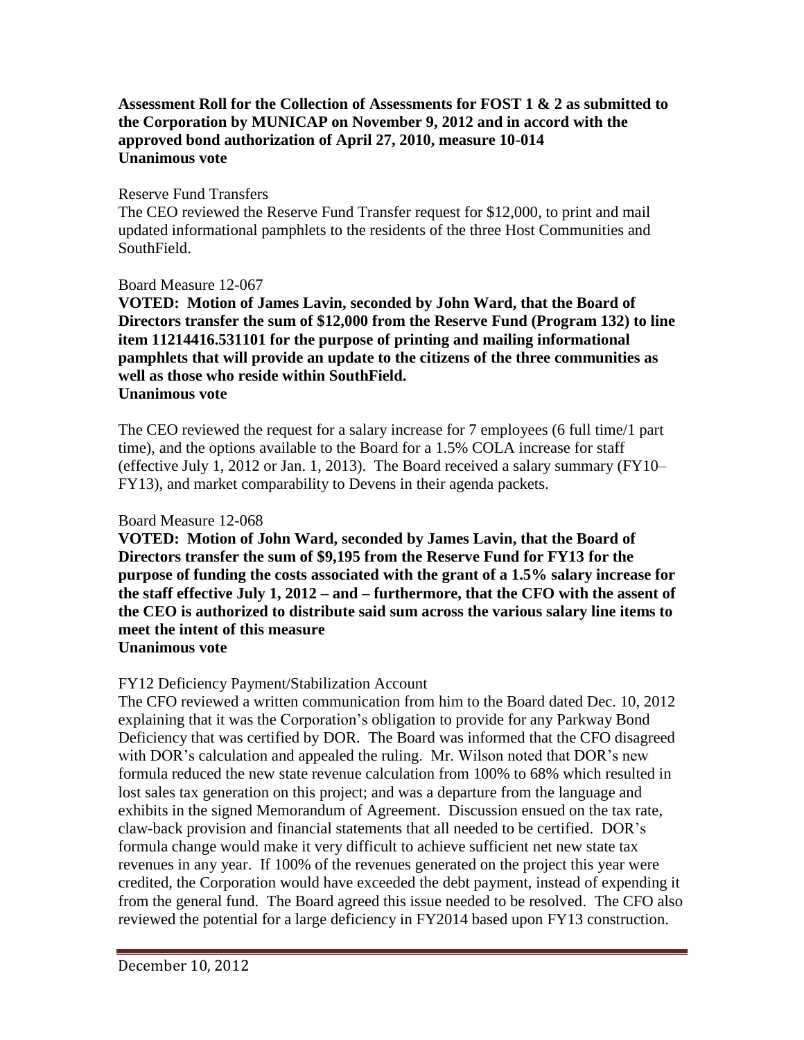**Assessment Roll for the Collection of Assessments for FOST 1 & 2 as submitted to the Corporation by MUNICAP on November 9, 2012 and in accord with the approved bond authorization of April 27, 2010, measure 10-014**
**Unanimous vote**

Reserve Fund Transfers

The CEO reviewed the Reserve Fund Transfer request for $12,000, to print and mail updated informational pamphlets to the residents of the three Host Communities and SouthField.

Board Measure 12-067

**VOTED: Motion of James Lavin, seconded by John Ward, that the Board of Directors transfer the sum of $12,000 from the Reserve Fund (Program 132) to line item 11214416.531101 for the purpose of printing and mailing informational pamphlets that will provide an update to the citizens of the three communities as well as those who reside within SouthField.**
**Unanimous vote**

The CEO reviewed the request for a salary increase for 7 employees (6 full time/1 part time), and the options available to the Board for a 1.5% COLA increase for staff (effective July 1, 2012 or Jan. 1, 2013). The Board received a salary summary (FY10–FY13), and market comparability to Devens in their agenda packets.

Board Measure 12-068

**VOTED: Motion of John Ward, seconded by James Lavin, that the Board of Directors transfer the sum of $9,195 from the Reserve Fund for FY13 for the purpose of funding the costs associated with the grant of a 1.5% salary increase for the staff effective July 1, 2012 – and – furthermore, that the CFO with the assent of the CEO is authorized to distribute said sum across the various salary line items to meet the intent of this measure**
**Unanimous vote**

FY12 Deficiency Payment/Stabilization Account

The CFO reviewed a written communication from him to the Board dated Dec. 10, 2012 explaining that it was the Corporation's obligation to provide for any Parkway Bond Deficiency that was certified by DOR. The Board was informed that the CFO disagreed with DOR's calculation and appealed the ruling. Mr. Wilson noted that DOR's new formula reduced the new state revenue calculation from 100% to 68% which resulted in lost sales tax generation on this project; and was a departure from the language and exhibits in the signed Memorandum of Agreement. Discussion ensued on the tax rate, claw-back provision and financial statements that all needed to be certified. DOR's formula change would make it very difficult to achieve sufficient net new state tax revenues in any year. If 100% of the revenues generated on the project this year were credited, the Corporation would have exceeded the debt payment, instead of expending it from the general fund. The Board agreed this issue needed to be resolved. The CFO also reviewed the potential for a large deficiency in FY2014 based upon FY13 construction.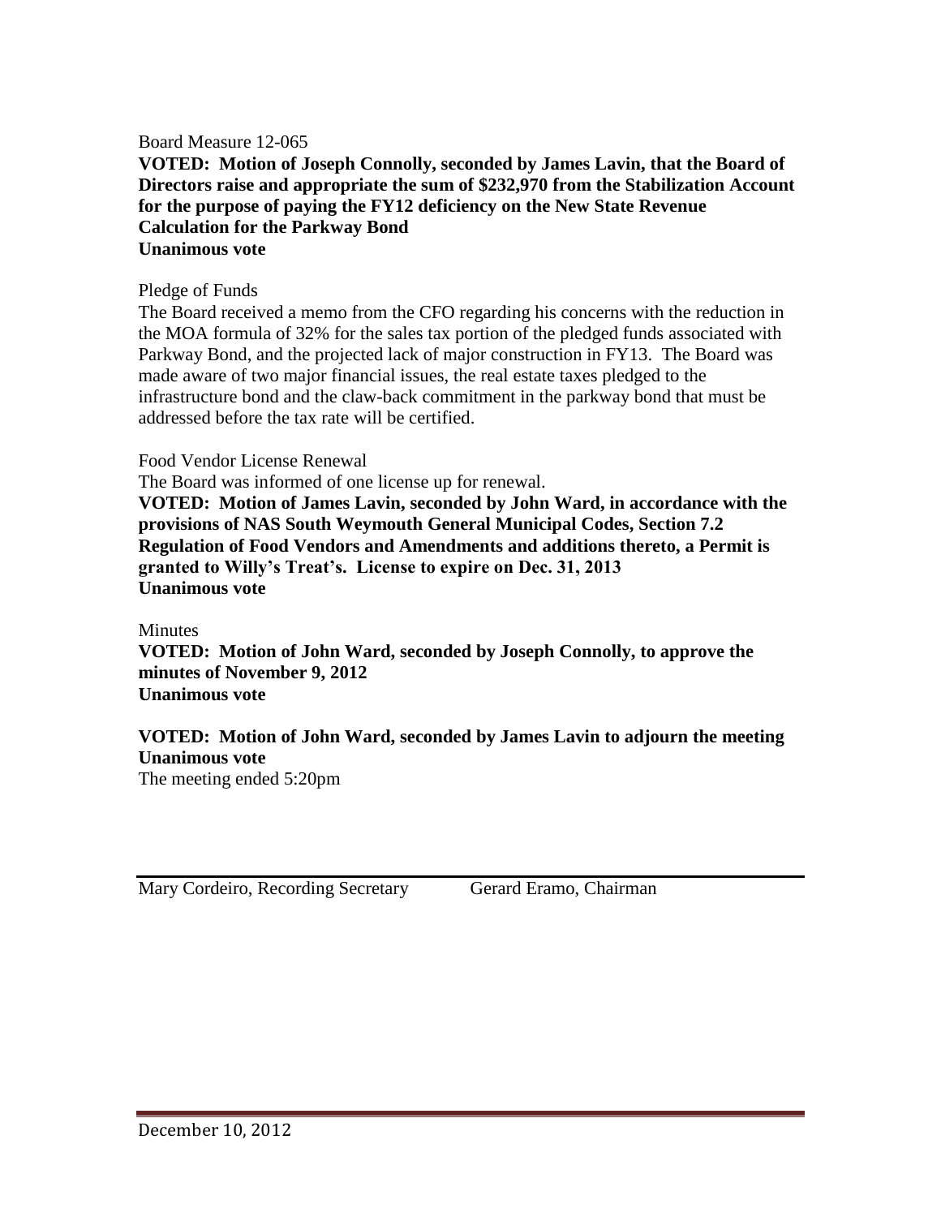Board Measure 12-065

**VOTED: Motion of Joseph Connolly, seconded by James Lavin, that the Board of Directors raise and appropriate the sum of $232,970 from the Stabilization Account for the purpose of paying the FY12 deficiency on the New State Revenue Calculation for the Parkway Bond**
**Unanimous vote**

Pledge of Funds

The Board received a memo from the CFO regarding his concerns with the reduction in the MOA formula of 32% for the sales tax portion of the pledged funds associated with Parkway Bond, and the projected lack of major construction in FY13. The Board was made aware of two major financial issues, the real estate taxes pledged to the infrastructure bond and the claw-back commitment in the parkway bond that must be addressed before the tax rate will be certified.

Food Vendor License Renewal

The Board was informed of one license up for renewal.

**VOTED: Motion of James Lavin, seconded by John Ward, in accordance with the provisions of NAS South Weymouth General Municipal Codes, Section 7.2 Regulation of Food Vendors and Amendments and additions thereto, a Permit is granted to Willy's Treat's. License to expire on Dec. 31, 2013**
**Unanimous vote**

Minutes

**VOTED: Motion of John Ward, seconded by Joseph Connolly, to approve the minutes of November 9, 2012**
**Unanimous vote**

**VOTED: Motion of John Ward, seconded by James Lavin to adjourn the meeting**
**Unanimous vote**

The meeting ended 5:20pm

Mary Cordeiro, Recording Secretary Gerard Eramo, Chairman

December 10, 2012